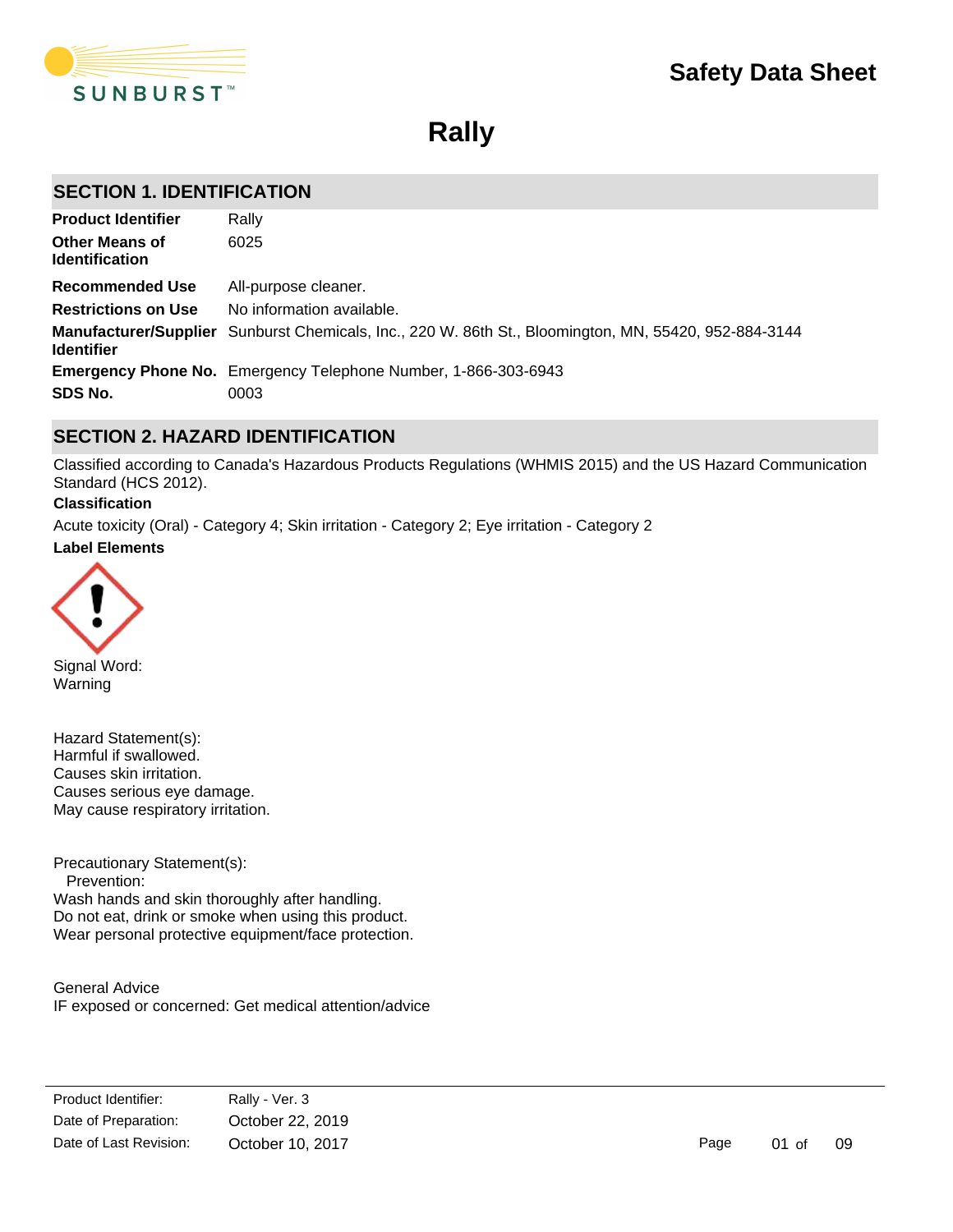# Safety Data Sheet

# Rally

## SECTION 1. IDENTIFICATION

| | |
|---|---|
| **Product Identifier** | Rally |
| **Other Means of Identification** | 6025 |
| **Recommended Use** | All-purpose cleaner. |
| **Restrictions on Use** | No information available. |
| **Manufacturer/Supplier Identifier** | Sunburst Chemicals, Inc., 220 W. 86th St., Bloomington, MN, 55420, 952-884-3144 |
| **Emergency Phone No.** | Emergency Telephone Number, 1-866-303-6943 |
| **SDS No.** | 0003 |

## SECTION 2. HAZARD IDENTIFICATION

Classified according to Canada's Hazardous Products Regulations (WHMIS 2015) and the US Hazard Communication Standard (HCS 2012).

**Classification**

Acute toxicity (Oral) - Category 4; Skin irritation - Category 2; Eye irritation - Category 2

**Label Elements**

Signal Word:
Warning

Hazard Statement(s):
Harmful if swallowed.
Causes skin irritation.
Causes serious eye damage.
May cause respiratory irritation.

Precautionary Statement(s):
Prevention:
Wash hands and skin thoroughly after handling.
Do not eat, drink or smoke when using this product.
Wear personal protective equipment/face protection.

General Advice
IF exposed or concerned: Get medical attention/advice

| | |
|---|---|
| Product Identifier: | Rally - Ver. 3 |
| Date of Preparation: | October 22, 2019 |
| Date of Last Revision: | October 10, 2017 |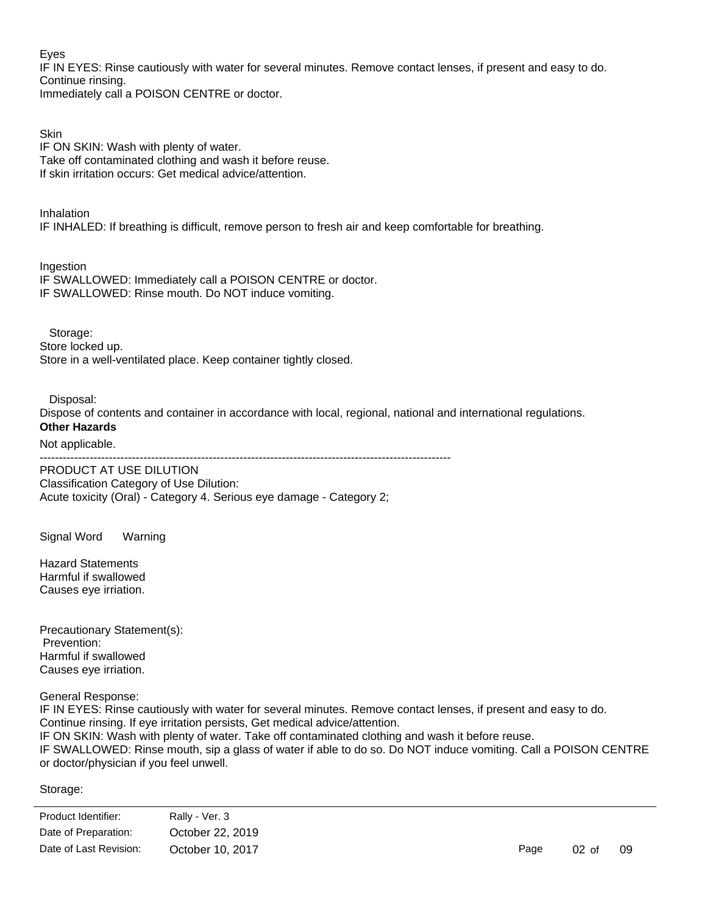Eyes

IF IN EYES: Rinse cautiously with water for several minutes. Remove contact lenses, if present and easy to do. Continue rinsing.

Immediately call a POISON CENTRE or doctor.

Skin

IF ON SKIN: Wash with plenty of water.

Take off contaminated clothing and wash it before reuse.

If skin irritation occurs: Get medical advice/attention.

Inhalation

IF INHALED: If breathing is difficult, remove person to fresh air and keep comfortable for breathing.

Ingestion

IF SWALLOWED: Immediately call a POISON CENTRE or doctor.

IF SWALLOWED: Rinse mouth. Do NOT induce vomiting.

Storage:

Store locked up.

Store in a well-ventilated place. Keep container tightly closed.

Disposal:

Dispose of contents and container in accordance with local, regional, national and international regulations.

**Other Hazards**

Not applicable.

-------------------------------------------------------------------------------------------------------

PRODUCT AT USE DILUTION

Classification Category of Use Dilution:

Acute toxicity (Oral) - Category 4. Serious eye damage - Category 2;

Signal Word Warning

Hazard Statements

Harmful if swallowed

Causes eye irriation.

Precautionary Statement(s):

Prevention:

Harmful if swallowed

Causes eye irriation.

General Response:

IF IN EYES: Rinse cautiously with water for several minutes. Remove contact lenses, if present and easy to do. Continue rinsing. If eye irritation persists, Get medical advice/attention.

IF ON SKIN: Wash with plenty of water. Take off contaminated clothing and wash it before reuse.

IF SWALLOWED: Rinse mouth, sip a glass of water if able to do so. Do NOT induce vomiting. Call a POISON CENTRE or doctor/physician if you feel unwell.

Storage: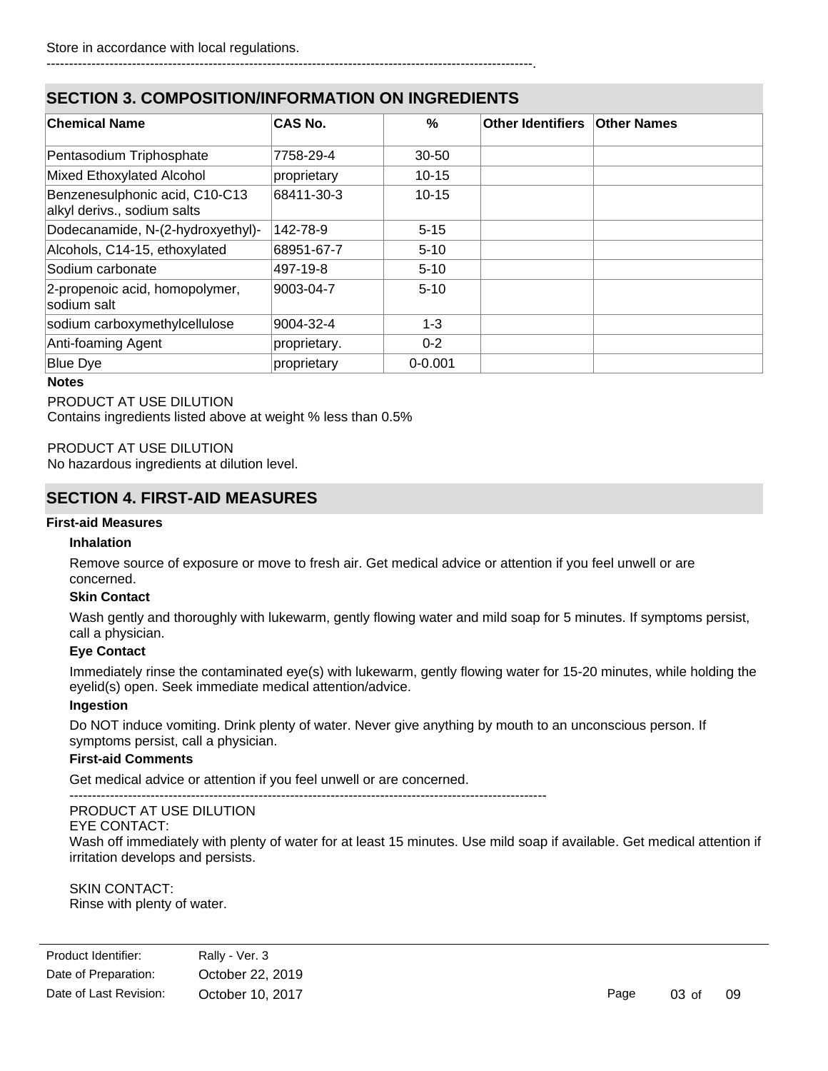Store in accordance with local regulations.

------------------------------------------------------------------------------------------------------------.

## SECTION 3. COMPOSITION/INFORMATION ON INGREDIENTS

| Chemical Name | CAS No. | % | Other Identifiers | Other Names |
|---|---|---|---|---|
| Pentasodium Triphosphate | 7758-29-4 | 30-50 | | |
| Mixed Ethoxylated Alcohol | proprietary | 10-15 | | |
| Benzenesulphonic acid, C10-C13 alkyl derivs., sodium salts | 68411-30-3 | 10-15 | | |
| Dodecanamide, N-(2-hydroxyethyl)- | 142-78-9 | 5-15 | | |
| Alcohols, C14-15, ethoxylated | 68951-67-7 | 5-10 | | |
| Sodium carbonate | 497-19-8 | 5-10 | | |
| 2-propenoic acid, homopolymer, sodium salt | 9003-04-7 | 5-10 | | |
| sodium carboxymethylcellulose | 9004-32-4 | 1-3 | | |
| Anti-foaming Agent | proprietary. | 0-2 | | |
| Blue Dye | proprietary | 0-0.001 | | |

**Notes**

PRODUCT AT USE DILUTION
Contains ingredients listed above at weight % less than 0.5%

PRODUCT AT USE DILUTION
No hazardous ingredients at dilution level.

## SECTION 4. FIRST-AID MEASURES

**First-aid Measures**

**Inhalation**

Remove source of exposure or move to fresh air. Get medical advice or attention if you feel unwell or are concerned.

**Skin Contact**

Wash gently and thoroughly with lukewarm, gently flowing water and mild soap for 5 minutes. If symptoms persist, call a physician.

**Eye Contact**

Immediately rinse the contaminated eye(s) with lukewarm, gently flowing water for 15-20 minutes, while holding the eyelid(s) open. Seek immediate medical attention/advice.

**Ingestion**

Do NOT induce vomiting. Drink plenty of water. Never give anything by mouth to an unconscious person. If symptoms persist, call a physician.

**First-aid Comments**

Get medical advice or attention if you feel unwell or are concerned.

---------------------------------------------------------------------------------------------------------

PRODUCT AT USE DILUTION
EYE CONTACT:
Wash off immediately with plenty of water for at least 15 minutes. Use mild soap if available. Get medical attention if irritation develops and persists.

SKIN CONTACT:
Rinse with plenty of water.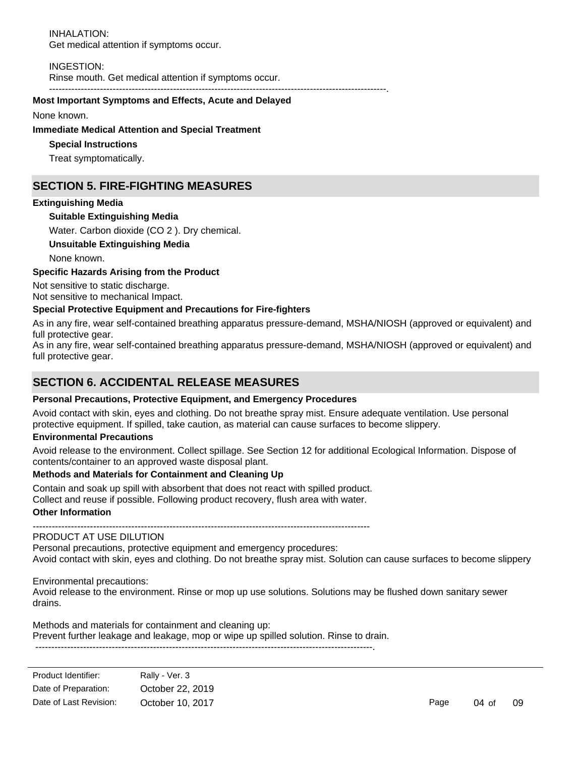INHALATION:
Get medical attention if symptoms occur.

INGESTION:
Rinse mouth. Get medical attention if symptoms occur.
----------------------------------------------------------------------------------------------------------.

**Most Important Symptoms and Effects, Acute and Delayed**

None known.

**Immediate Medical Attention and Special Treatment**

**Special Instructions**

Treat symptomatically.

## SECTION 5. FIRE-FIGHTING MEASURES

**Extinguishing Media**

**Suitable Extinguishing Media**

Water. Carbon dioxide ($CO_2$). Dry chemical.

**Unsuitable Extinguishing Media**

None known.

**Specific Hazards Arising from the Product**

Not sensitive to static discharge.
Not sensitive to mechanical Impact.

**Special Protective Equipment and Precautions for Fire-fighters**

As in any fire, wear self-contained breathing apparatus pressure-demand, MSHA/NIOSH (approved or equivalent) and full protective gear.
As in any fire, wear self-contained breathing apparatus pressure-demand, MSHA/NIOSH (approved or equivalent) and full protective gear.

## SECTION 6. ACCIDENTAL RELEASE MEASURES

**Personal Precautions, Protective Equipment, and Emergency Procedures**

Avoid contact with skin, eyes and clothing. Do not breathe spray mist. Ensure adequate ventilation. Use personal protective equipment. If spilled, take caution, as material can cause surfaces to become slippery.

**Environmental Precautions**

Avoid release to the environment. Collect spillage. See Section 12 for additional Ecological Information. Dispose of contents/container to an approved waste disposal plant.

**Methods and Materials for Containment and Cleaning Up**

Contain and soak up spill with absorbent that does not react with spilled product.
Collect and reuse if possible. Following product recovery, flush area with water.

**Other Information**

---------------------------------------------------------------------------------------------------------
PRODUCT AT USE DILUTION
Personal precautions, protective equipment and emergency procedures:
Avoid contact with skin, eyes and clothing. Do not breathe spray mist. Solution can cause surfaces to become slippery

Environmental precautions:
Avoid release to the environment. Rinse or mop up use solutions. Solutions may be flushed down sanitary sewer drains.

Methods and materials for containment and cleaning up:
Prevent further leakage and leakage, mop or wipe up spilled solution. Rinse to drain.
----------------------------------------------------------------------------------------------------------.

| | |
|---|---|
| Product Identifier: | Rally - Ver. 3 |
| Date of Preparation: | October 22, 2019 |
| Date of Last Revision: | October 10, 2017 |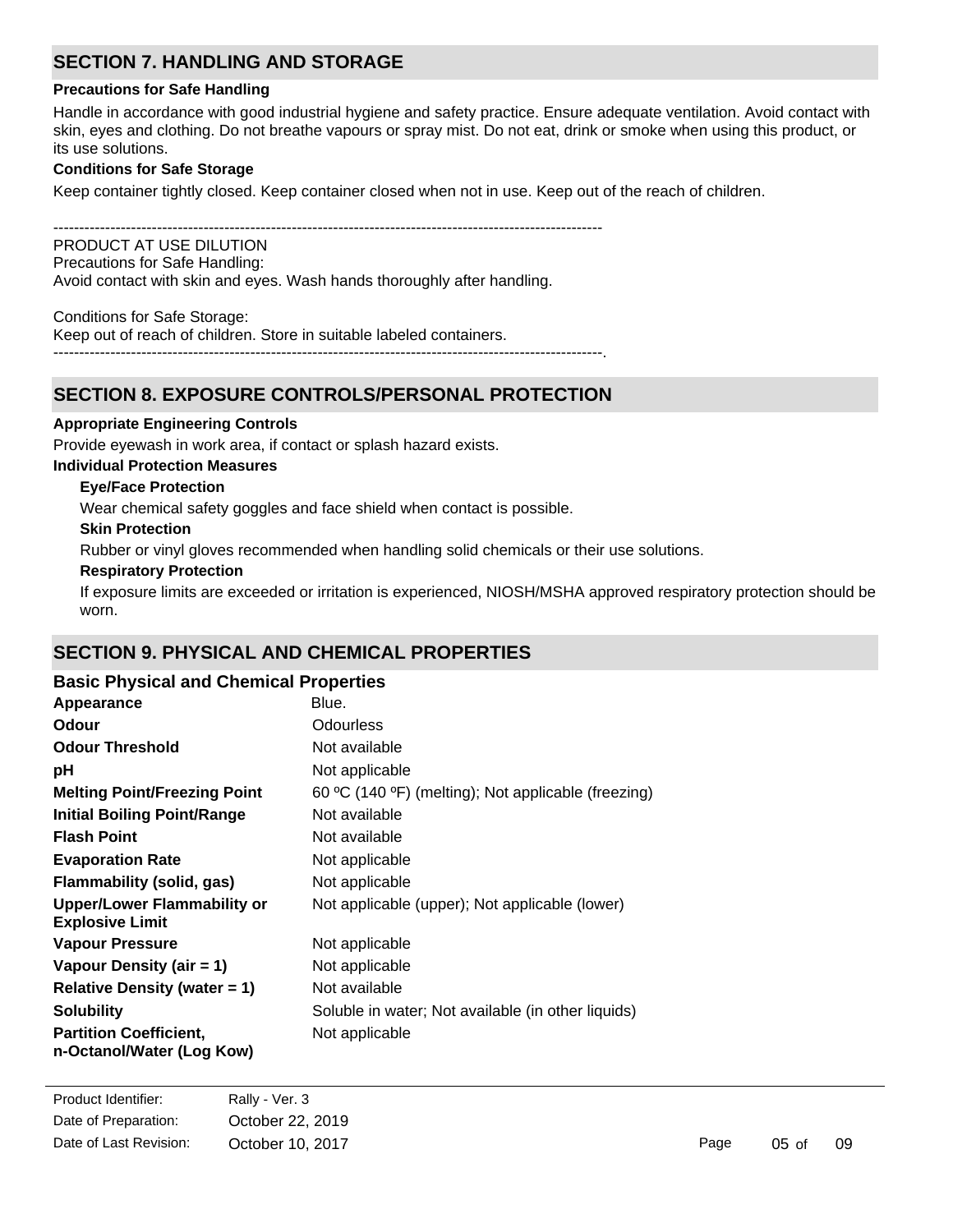## SECTION 7. HANDLING AND STORAGE

**Precautions for Safe Handling**

Handle in accordance with good industrial hygiene and safety practice. Ensure adequate ventilation. Avoid contact with skin, eyes and clothing. Do not breathe vapours or spray mist. Do not eat, drink or smoke when using this product, or its use solutions.

**Conditions for Safe Storage**

Keep container tightly closed. Keep container closed when not in use. Keep out of the reach of children.

----------------------------------------------------------------------------------------------------------

PRODUCT AT USE DILUTION

Precautions for Safe Handling:

Avoid contact with skin and eyes. Wash hands thoroughly after handling.

Conditions for Safe Storage:

Keep out of reach of children. Store in suitable labeled containers.

----------------------------------------------------------------------------------------------------------.

## SECTION 8. EXPOSURE CONTROLS/PERSONAL PROTECTION

**Appropriate Engineering Controls**

Provide eyewash in work area, if contact or splash hazard exists.

**Individual Protection Measures**

**Eye/Face Protection**

Wear chemical safety goggles and face shield when contact is possible.

**Skin Protection**

Rubber or vinyl gloves recommended when handling solid chemicals or their use solutions.

**Respiratory Protection**

If exposure limits are exceeded or irritation is experienced, NIOSH/MSHA approved respiratory protection should be worn.

## SECTION 9. PHYSICAL AND CHEMICAL PROPERTIES

**Basic Physical and Chemical Properties**

| Property | Value |
|---|---|
| **Appearance** | Blue. |
| **Odour** | Odourless |
| **Odour Threshold** | Not available |
| **pH** | Not applicable |
| **Melting Point/Freezing Point** | 60 ºC (140 ºF) (melting); Not applicable (freezing) |
| **Initial Boiling Point/Range** | Not available |
| **Flash Point** | Not available |
| **Evaporation Rate** | Not applicable |
| **Flammability (solid, gas)** | Not applicable |
| **Upper/Lower Flammability or Explosive Limit** | Not applicable (upper); Not applicable (lower) |
| **Vapour Pressure** | Not applicable |
| **Vapour Density (air = 1)** | Not applicable |
| **Relative Density (water = 1)** | Not available |
| **Solubility** | Soluble in water; Not available (in other liquids) |
| **Partition Coefficient, n-Octanol/Water (Log Kow)** | Not applicable |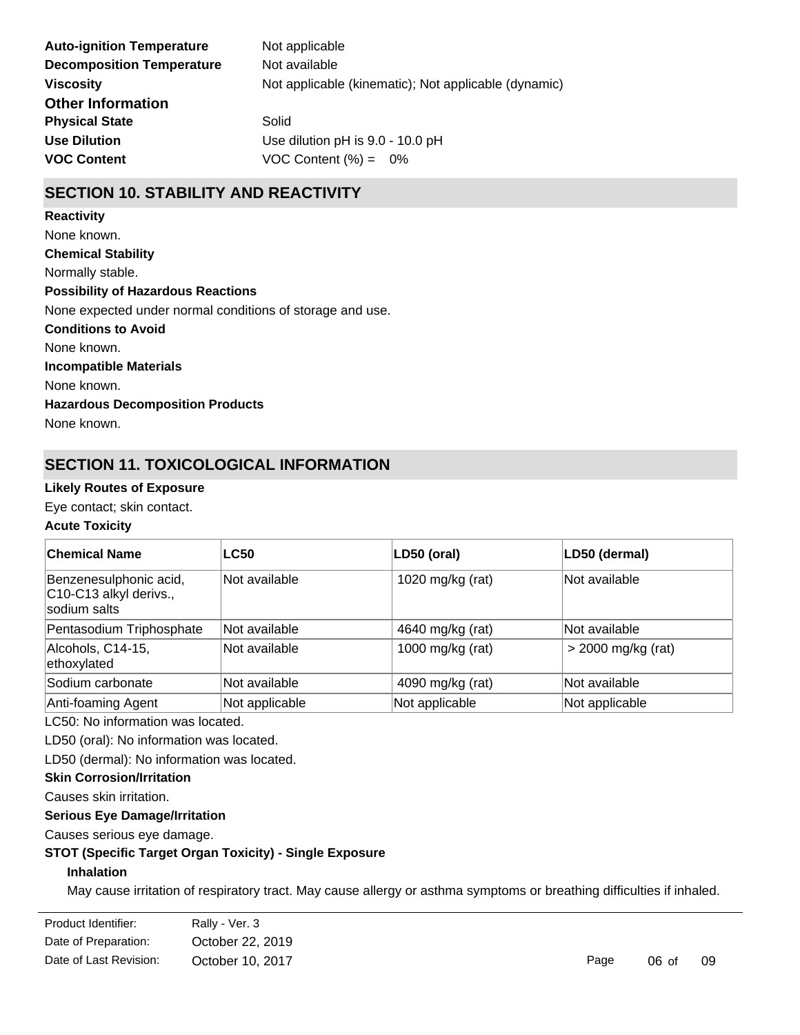**Auto-ignition Temperature** Not applicable

**Decomposition Temperature** Not available

**Viscosity** Not applicable (kinematic); Not applicable (dynamic)

**Other Information**

**Physical State** Solid

**Use Dilution** Use dilution pH is 9.0 - 10.0 pH

**VOC Content** VOC Content (%) = 0%

## SECTION 10. STABILITY AND REACTIVITY

**Reactivity**

None known.

**Chemical Stability**

Normally stable.

**Possibility of Hazardous Reactions**

None expected under normal conditions of storage and use.

**Conditions to Avoid**

None known.

**Incompatible Materials**

None known.

**Hazardous Decomposition Products**

None known.

## SECTION 11. TOXICOLOGICAL INFORMATION

**Likely Routes of Exposure**

Eye contact; skin contact.

**Acute Toxicity**

| Chemical Name | LC50 | LD50 (oral) | LD50 (dermal) |
|---|---|---|---|
| Benzenesulphonic acid, C10-C13 alkyl derivs., sodium salts | Not available | 1020 mg/kg (rat) | Not available |
| Pentasodium Triphosphate | Not available | 4640 mg/kg (rat) | Not available |
| Alcohols, C14-15, ethoxylated | Not available | 1000 mg/kg (rat) | > 2000 mg/kg (rat) |
| Sodium carbonate | Not available | 4090 mg/kg (rat) | Not available |
| Anti-foaming Agent | Not applicable | Not applicable | Not applicable |

LC50: No information was located.

LD50 (oral): No information was located.

LD50 (dermal): No information was located.

**Skin Corrosion/Irritation**

Causes skin irritation.

**Serious Eye Damage/Irritation**

Causes serious eye damage.

**STOT (Specific Target Organ Toxicity) - Single Exposure**

**Inhalation**

May cause irritation of respiratory tract. May cause allergy or asthma symptoms or breathing difficulties if inhaled.

Product Identifier: Rally - Ver. 3

Date of Preparation: October 22, 2019

Date of Last Revision: October 10, 2017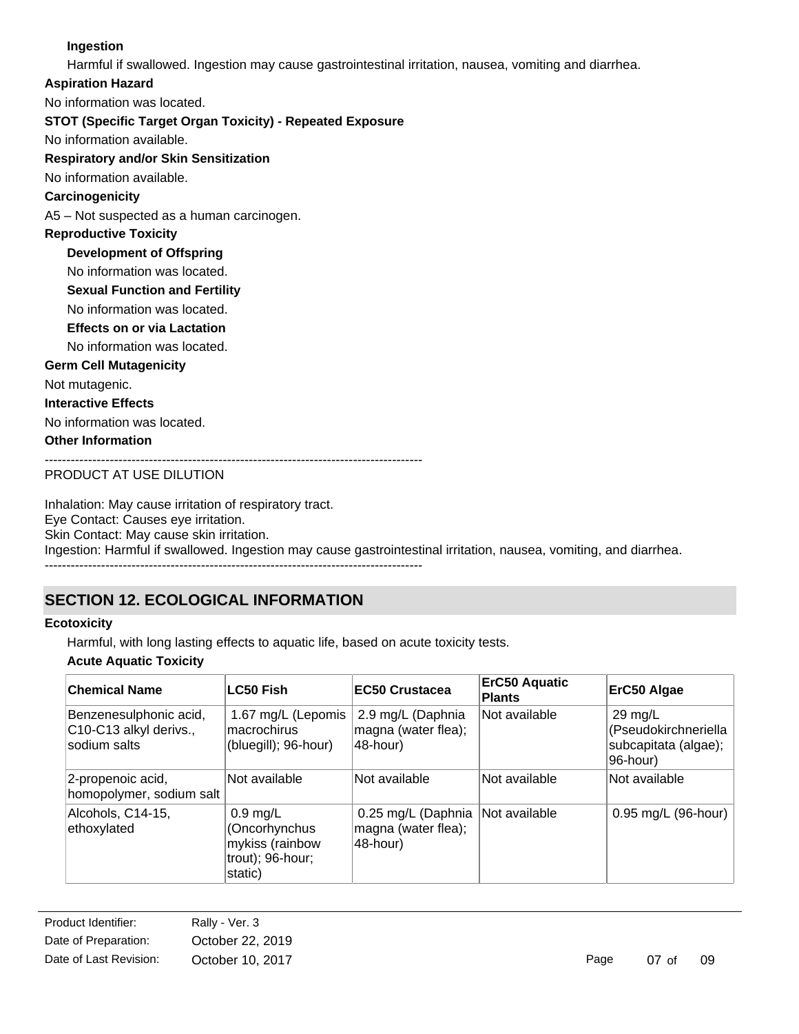**Ingestion**

Harmful if swallowed. Ingestion may cause gastrointestinal irritation, nausea, vomiting and diarrhea.

**Aspiration Hazard**

No information was located.

**STOT (Specific Target Organ Toxicity) - Repeated Exposure**

No information available.

**Respiratory and/or Skin Sensitization**

No information available.

**Carcinogenicity**

A5 – Not suspected as a human carcinogen.

**Reproductive Toxicity**

**Development of Offspring**

No information was located.

**Sexual Function and Fertility**

No information was located.

**Effects on or via Lactation**

No information was located.

**Germ Cell Mutagenicity**

Not mutagenic.

**Interactive Effects**

No information was located.

**Other Information**

--------------------------------------------------------------------------------------

PRODUCT AT USE DILUTION

Inhalation: May cause irritation of respiratory tract.
Eye Contact: Causes eye irritation.
Skin Contact: May cause skin irritation.
Ingestion: Harmful if swallowed. Ingestion may cause gastrointestinal irritation, nausea, vomiting, and diarrhea.

--------------------------------------------------------------------------------------

## SECTION 12. ECOLOGICAL INFORMATION

**Ecotoxicity**

Harmful, with long lasting effects to aquatic life, based on acute toxicity tests.

**Acute Aquatic Toxicity**

| Chemical Name | LC50 Fish | EC50 Crustacea | ErC50 Aquatic Plants | ErC50 Algae |
|---|---|---|---|---|
| Benzenesulphonic acid, C10-C13 alkyl derivs., sodium salts | 1.67 mg/L (Lepomis macrochirus (bluegill); 96-hour) | 2.9 mg/L (Daphnia magna (water flea); 48-hour) | Not available | 29 mg/L (Pseudokirchneriella subcapitata (algae); 96-hour) |
| 2-propenoic acid, homopolymer, sodium salt | Not available | Not available | Not available | Not available |
| Alcohols, C14-15, ethoxylated | 0.9 mg/L (Oncorhynchus mykiss (rainbow trout); 96-hour; static) | 0.25 mg/L (Daphnia magna (water flea); 48-hour) | Not available | 0.95 mg/L (96-hour) |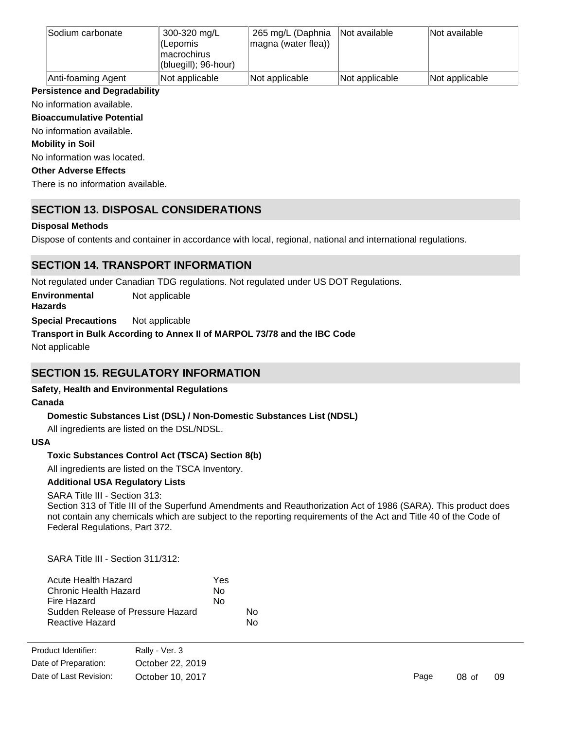| Sodium carbonate | 300-320 mg/L (Lepomis macrochirus (bluegill); 96-hour) | 265 mg/L (Daphnia magna (water flea)) | Not available | Not available |
|---|---|---|---|---|
| Anti-foaming Agent | Not applicable | Not applicable | Not applicable | Not applicable |

**Persistence and Degradability**

No information available.

**Bioaccumulative Potential**

No information available.

**Mobility in Soil**

No information was located.

**Other Adverse Effects**

There is no information available.

## SECTION 13. DISPOSAL CONSIDERATIONS

**Disposal Methods**

Dispose of contents and container in accordance with local, regional, national and international regulations.

## SECTION 14. TRANSPORT INFORMATION

Not regulated under Canadian TDG regulations. Not regulated under US DOT Regulations.

**Environmental Hazards** Not applicable

**Special Precautions** Not applicable

**Transport in Bulk According to Annex II of MARPOL 73/78 and the IBC Code**

Not applicable

## SECTION 15. REGULATORY INFORMATION

**Safety, Health and Environmental Regulations**

**Canada**

**Domestic Substances List (DSL) / Non-Domestic Substances List (NDSL)**

All ingredients are listed on the DSL/NDSL.

**USA**

**Toxic Substances Control Act (TSCA) Section 8(b)**

All ingredients are listed on the TSCA Inventory.

**Additional USA Regulatory Lists**

SARA Title III - Section 313:
Section 313 of Title III of the Superfund Amendments and Reauthorization Act of 1986 (SARA). This product does not contain any chemicals which are subject to the reporting requirements of the Act and Title 40 of the Code of Federal Regulations, Part 372.

SARA Title III - Section 311/312:

| | |
|---|---|
| Acute Health Hazard | Yes |
| Chronic Health Hazard | No |
| Fire Hazard | No |
| Sudden Release of Pressure Hazard | No |
| Reactive Hazard | No |

Product Identifier: Rally - Ver. 3
Date of Preparation: October 22, 2019
Date of Last Revision: October 10, 2017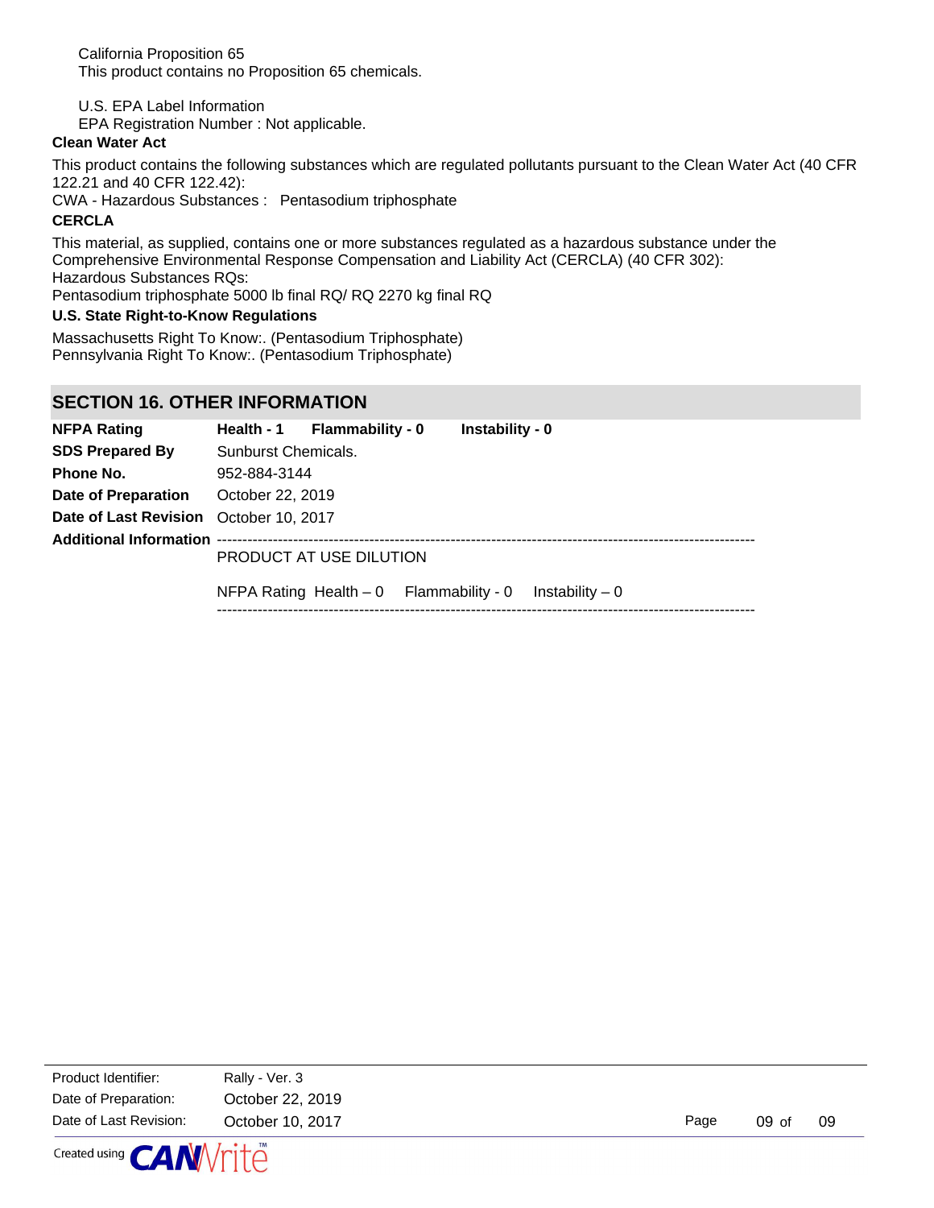California Proposition 65
This product contains no Proposition 65 chemicals.

U.S. EPA Label Information
EPA Registration Number : Not applicable.

**Clean Water Act**

This product contains the following substances which are regulated pollutants pursuant to the Clean Water Act (40 CFR 122.21 and 40 CFR 122.42):
CWA - Hazardous Substances : Pentasodium triphosphate

**CERCLA**

This material, as supplied, contains one or more substances regulated as a hazardous substance under the Comprehensive Environmental Response Compensation and Liability Act (CERCLA) (40 CFR 302):
Hazardous Substances RQs:
Pentasodium triphosphate 5000 lb final RQ/ RQ 2270 kg final RQ

**U.S. State Right-to-Know Regulations**

Massachusetts Right To Know:. (Pentasodium Triphosphate)
Pennsylvania Right To Know:. (Pentasodium Triphosphate)

## SECTION 16. OTHER INFORMATION

| | |
|---|---|
| **NFPA Rating** | **Health - 1 Flammability - 0 Instability - 0** |
| **SDS Prepared By** | Sunburst Chemicals. |
| **Phone No.** | 952-884-3144 |
| **Date of Preparation** | October 22, 2019 |
| **Date of Last Revision** | October 10, 2017 |
| **Additional Information** | PRODUCT AT USE DILUTION<br>NFPA Rating Health – 0 Flammability - 0 Instability – 0 |